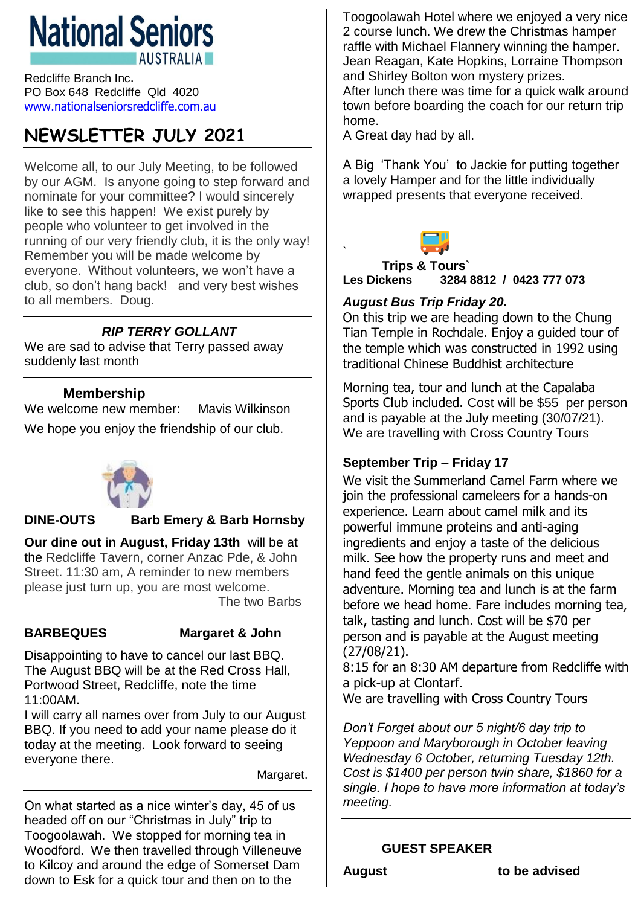# National Seniors AUSTRALIA

Redcliffe Branch Inc.
PO Box 648 Redcliffe Qld 4020
www.nationalseniorsredcliffe.com.au

## NEWSLETTER JULY 2021

Welcome all, to our July Meeting, to be followed by our AGM. Is anyone going to step forward and nominate for your committee? I would sincerely like to see this happen! We exist purely by people who volunteer to get involved in the running of our very friendly club, it is the only way! Remember you will be made welcome by everyone. Without volunteers, we won't have a club, so don't hang back! and very best wishes to all members. Doug.

### *RIP TERRY GOLLANT*

We are sad to advise that Terry passed away suddenly last month

### Membership

We welcome new member: Mavis Wilkinson

We hope you enjoy the friendship of our club.

### DINE-OUTS Barb Emery & Barb Hornsby

**Our dine out in August, Friday 13th** will be at the Redcliffe Tavern, corner Anzac Pde, & John Street. 11:30 am, A reminder to new members please just turn up, you are most welcome.

The two Barbs

### BARBEQUES Margaret & John

Disappointing to have to cancel our last BBQ. The August BBQ will be at the Red Cross Hall, Portwood Street, Redcliffe, note the time 11:00AM.

I will carry all names over from July to our August BBQ. If you need to add your name please do it today at the meeting. Look forward to seeing everyone there.

Margaret.

On what started as a nice winter's day, 45 of us headed off on our "Christmas in July" trip to Toogoolawah. We stopped for morning tea in Woodford. We then travelled through Villeneuve to Kilcoy and around the edge of Somerset Dam down to Esk for a quick tour and then on to the Toogoolawah Hotel where we enjoyed a very nice 2 course lunch. We drew the Christmas hamper raffle with Michael Flannery winning the hamper. Jean Reagan, Kate Hopkins, Lorraine Thompson and Shirley Bolton won mystery prizes.

After lunch there was time for a quick walk around town before boarding the coach for our return trip home.

A Great day had by all.

A Big 'Thank You' to Jackie for putting together a lovely Hamper and for the little individually wrapped presents that everyone received.

### Trips & Tours

**Les Dickens 3284 8812 / 0423 777 073**

***August Bus Trip Friday 20.***

On this trip we are heading down to the Chung Tian Temple in Rochdale. Enjoy a guided tour of the temple which was constructed in 1992 using traditional Chinese Buddhist architecture

Morning tea, tour and lunch at the Capalaba Sports Club included. Cost will be $55 per person and is payable at the July meeting (30/07/21).
We are travelling with Cross Country Tours

**September Trip – Friday 17**

We visit the Summerland Camel Farm where we join the professional cameleers for a hands-on experience. Learn about camel milk and its powerful immune proteins and anti-aging ingredients and enjoy a taste of the delicious milk. See how the property runs and meet and hand feed the gentle animals on this unique adventure. Morning tea and lunch is at the farm before we head home. Fare includes morning tea, talk, tasting and lunch. Cost will be $70 per person and is payable at the August meeting (27/08/21).
8:15 for an 8:30 AM departure from Redcliffe with a pick-up at Clontarf.
We are travelling with Cross Country Tours

*Don't Forget about our 5 night/6 day trip to Yeppoon and Maryborough in October leaving Wednesday 6 October, returning Tuesday 12th. Cost is $1400 per person twin share, $1860 for a single. I hope to have more information at today's meeting.*

### GUEST SPEAKER

**August** **to be advised**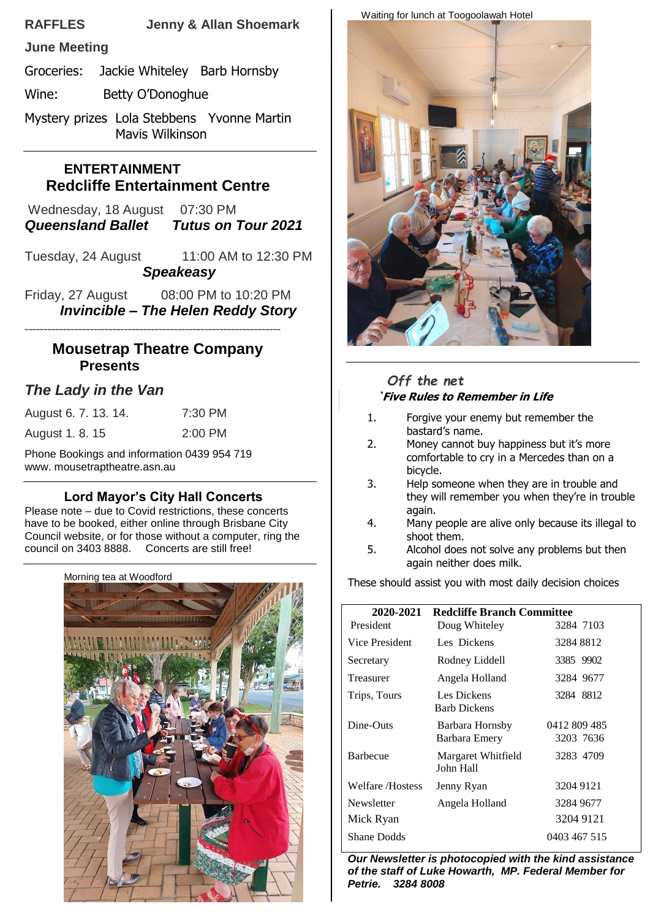**RAFFLES** **Jenny & Allan Shoemark**

**June Meeting**

Groceries: Jackie Whiteley Barb Hornsby

Wine: Betty O'Donoghue

Mystery prizes Lola Stebbens Yvonne Martin Mavis Wilkinson

## ENTERTAINMENT
## Redcliffe Entertainment Centre

Wednesday, 18 August 07:30 PM
***Queensland Ballet*** ***Tutus on Tour 2021***

Tuesday, 24 August 11:00 AM to 12:30 PM
***Speakeasy***

Friday, 27 August 08:00 PM to 10:20 PM
***Invincible – The Helen Reddy Story***

## Mousetrap Theatre Company Presents

### *The Lady in the Van*

| | |
|---|---|
| August 6. 7. 13. 14. | 7:30 PM |
| August 1. 8. 15 | 2:00 PM |

Phone Bookings and information 0439 954 719
www. mousetraptheatre.asn.au

### Lord Mayor's City Hall Concerts

Please note – due to Covid restrictions, these concerts have to be booked, either online through Brisbane City Council website, or for those without a computer, ring the council on 3403 8888. Concerts are still free!

Morning tea at Woodford

Waiting for lunch at Toogoolawah Hotel

### *Off the net*
***`Five Rules to Remember in Life***

1. Forgive your enemy but remember the bastard's name.
2. Money cannot buy happiness but it's more comfortable to cry in a Mercedes than on a bicycle.
3. Help someone when they are in trouble and they will remember you when they're in trouble again.
4. Many people are alive only because its illegal to shoot them.
5. Alcohol does not solve any problems but then again neither does milk.

These should assist you with most daily decision choices

| 2020-2021 | Redcliffe Branch Committee | |
|---|---|---|
| President | Doug Whiteley | 3284 7103 |
| Vice President | Les Dickens | 3284 8812 |
| Secretary | Rodney Liddell | 3385 9902 |
| Treasurer | Angela Holland | 3284 9677 |
| Trips, Tours | Les Dickens<br>Barb Dickens | 3284 8812 |
| Dine-Outs | Barbara Hornsby<br>Barbara Emery | 0412 809 485<br>3203 7636 |
| Barbecue | Margaret Whitfield<br>John Hall | 3283 4709 |
| Welfare /Hostess | Jenny Ryan | 3204 9121 |
| Newsletter | Angela Holland | 3284 9677 |
| Mick Ryan | | 3204 9121 |
| Shane Dodds | | 0403 467 515 |

***Our Newsletter is photocopied with the kind assistance of the staff of Luke Howarth, MP. Federal Member for Petrie. 3284 8008***